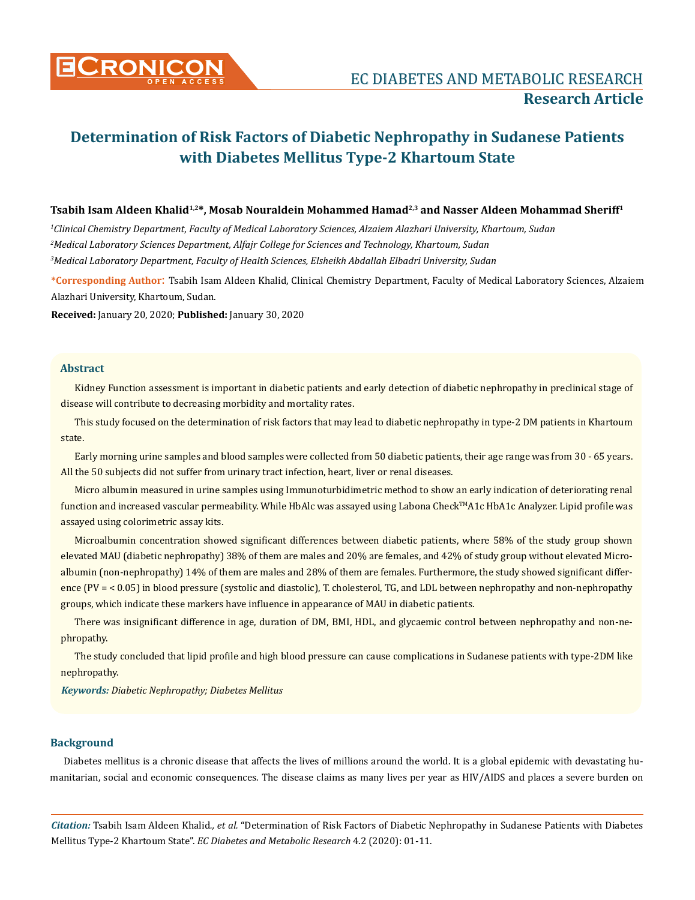Research Article

# Determination of Risk Factors of Diabetic Nephropathy in Sudanese Patients with Diabetes Mellitus Type-2 Khartoum State

**Tsabih Isam Aldeen Khalid[1,2]*, Mosab Nouraldein Mohammed Hamad[2,3] and Nasser Aldeen Mohammad Sheriff[1]**

[1]*Clinical Chemistry Department, Faculty of Medical Laboratory Sciences, Alzaiem Alazhari University, Khartoum, Sudan*

[2]*Medical Laboratory Sciences Department, Alfajr College for Sciences and Technology, Khartoum, Sudan*

[3]*Medical Laboratory Department, Faculty of Health Sciences, Elsheikh Abdallah Elbadri University, Sudan*

**\*Corresponding Author:** Tsabih Isam Aldeen Khalid, Clinical Chemistry Department, Faculty of Medical Laboratory Sciences, Alzaiem Alazhari University, Khartoum, Sudan.

**Received:** January 20, 2020; **Published:** January 30, 2020

## Abstract

Kidney Function assessment is important in diabetic patients and early detection of diabetic nephropathy in preclinical stage of disease will contribute to decreasing morbidity and mortality rates.

This study focused on the determination of risk factors that may lead to diabetic nephropathy in type-2 DM patients in Khartoum state.

Early morning urine samples and blood samples were collected from 50 diabetic patients, their age range was from 30 - 65 years. All the 50 subjects did not suffer from urinary tract infection, heart, liver or renal diseases.

Micro albumin measured in urine samples using Immunoturbidimetric method to show an early indication of deteriorating renal function and increased vascular permeability. While HbAlc was assayed using Labona Check™A1c HbA1c Analyzer. Lipid profile was assayed using colorimetric assay kits.

Microalbumin concentration showed significant differences between diabetic patients, where 58% of the study group shown elevated MAU (diabetic nephropathy) 38% of them are males and 20% are females, and 42% of study group without elevated Micro-albumin (non-nephropathy) 14% of them are males and 28% of them are females. Furthermore, the study showed significant difference (PV = < 0.05) in blood pressure (systolic and diastolic), T. cholesterol, TG, and LDL between nephropathy and non-nephropathy groups, which indicate these markers have influence in appearance of MAU in diabetic patients.

There was insignificant difference in age, duration of DM, BMI, HDL, and glycaemic control between nephropathy and non-nephropathy.

The study concluded that lipid profile and high blood pressure can cause complications in Sudanese patients with type-2DM like nephropathy.

***Keywords:*** *Diabetic Nephropathy; Diabetes Mellitus*

## Background

Diabetes mellitus is a chronic disease that affects the lives of millions around the world. It is a global epidemic with devastating humanitarian, social and economic consequences. The disease claims as many lives per year as HIV/AIDS and places a severe burden on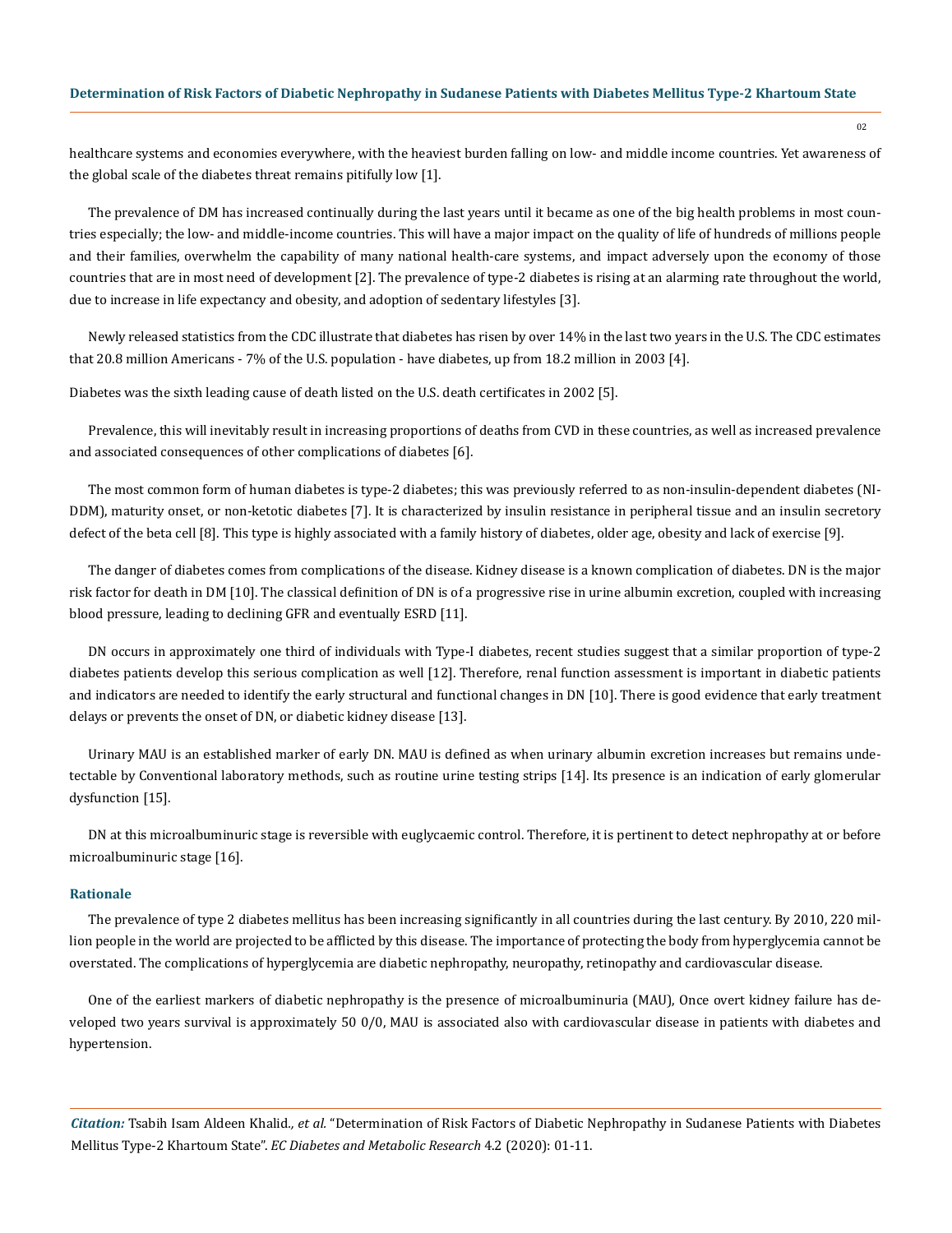healthcare systems and economies everywhere, with the heaviest burden falling on low- and middle income countries. Yet awareness of the global scale of the diabetes threat remains pitifully low [1].

The prevalence of DM has increased continually during the last years until it became as one of the big health problems in most countries especially; the low- and middle-income countries. This will have a major impact on the quality of life of hundreds of millions people and their families, overwhelm the capability of many national health-care systems, and impact adversely upon the economy of those countries that are in most need of development [2]. The prevalence of type-2 diabetes is rising at an alarming rate throughout the world, due to increase in life expectancy and obesity, and adoption of sedentary lifestyles [3].

Newly released statistics from the CDC illustrate that diabetes has risen by over 14% in the last two years in the U.S. The CDC estimates that 20.8 million Americans - 7% of the U.S. population - have diabetes, up from 18.2 million in 2003 [4].

Diabetes was the sixth leading cause of death listed on the U.S. death certificates in 2002 [5].

Prevalence, this will inevitably result in increasing proportions of deaths from CVD in these countries, as well as increased prevalence and associated consequences of other complications of diabetes [6].

The most common form of human diabetes is type-2 diabetes; this was previously referred to as non-insulin-dependent diabetes (NIDDM), maturity onset, or non-ketotic diabetes [7]. It is characterized by insulin resistance in peripheral tissue and an insulin secretory defect of the beta cell [8]. This type is highly associated with a family history of diabetes, older age, obesity and lack of exercise [9].

The danger of diabetes comes from complications of the disease. Kidney disease is a known complication of diabetes. DN is the major risk factor for death in DM [10]. The classical definition of DN is of a progressive rise in urine albumin excretion, coupled with increasing blood pressure, leading to declining GFR and eventually ESRD [11].

DN occurs in approximately one third of individuals with Type-I diabetes, recent studies suggest that a similar proportion of type-2 diabetes patients develop this serious complication as well [12]. Therefore, renal function assessment is important in diabetic patients and indicators are needed to identify the early structural and functional changes in DN [10]. There is good evidence that early treatment delays or prevents the onset of DN, or diabetic kidney disease [13].

Urinary MAU is an established marker of early DN. MAU is defined as when urinary albumin excretion increases but remains undetectable by Conventional laboratory methods, such as routine urine testing strips [14]. Its presence is an indication of early glomerular dysfunction [15].

DN at this microalbuminuric stage is reversible with euglycaemic control. Therefore, it is pertinent to detect nephropathy at or before microalbuminuric stage [16].

## Rationale

The prevalence of type 2 diabetes mellitus has been increasing significantly in all countries during the last century. By 2010, 220 million people in the world are projected to be afflicted by this disease. The importance of protecting the body from hyperglycemia cannot be overstated. The complications of hyperglycemia are diabetic nephropathy, neuropathy, retinopathy and cardiovascular disease.

One of the earliest markers of diabetic nephropathy is the presence of microalbuminuria (MAU), Once overt kidney failure has developed two years survival is approximately 50 0/0, MAU is associated also with cardiovascular disease in patients with diabetes and hypertension.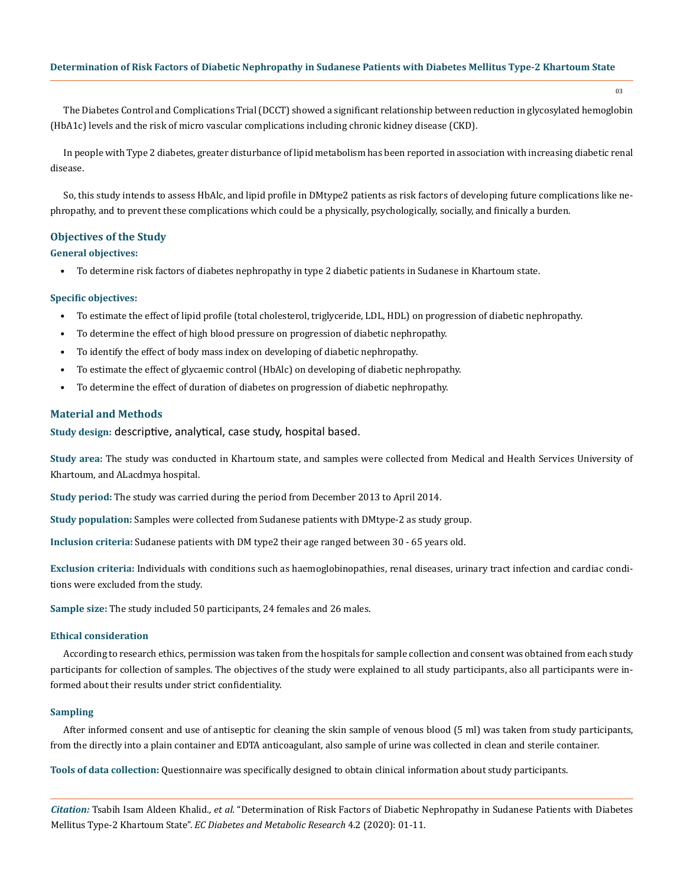The Diabetes Control and Complications Trial (DCCT) showed a significant relationship between reduction in glycosylated hemoglobin (HbA1c) levels and the risk of micro vascular complications including chronic kidney disease (CKD).

In people with Type 2 diabetes, greater disturbance of lipid metabolism has been reported in association with increasing diabetic renal disease.

So, this study intends to assess HbAlc, and lipid profile in DMtype2 patients as risk factors of developing future complications like nephropathy, and to prevent these complications which could be a physically, psychologically, socially, and finically a burden.

## Objectives of the Study

### General objectives:

- To determine risk factors of diabetes nephropathy in type 2 diabetic patients in Sudanese in Khartoum state.

### Specific objectives:

- To estimate the effect of lipid profile (total cholesterol, triglyceride, LDL, HDL) on progression of diabetic nephropathy.
- To determine the effect of high blood pressure on progression of diabetic nephropathy.
- To identify the effect of body mass index on developing of diabetic nephropathy.
- To estimate the effect of glycaemic control (HbAlc) on developing of diabetic nephropathy.
- To determine the effect of duration of diabetes on progression of diabetic nephropathy.

## Material and Methods

**Study design:** descriptive, analytical, case study, hospital based.

**Study area:** The study was conducted in Khartoum state, and samples were collected from Medical and Health Services University of Khartoum, and ALacdmya hospital.

**Study period:** The study was carried during the period from December 2013 to April 2014.

**Study population:** Samples were collected from Sudanese patients with DMtype-2 as study group.

**Inclusion criteria:** Sudanese patients with DM type2 their age ranged between 30 - 65 years old.

**Exclusion criteria:** Individuals with conditions such as haemoglobinopathies, renal diseases, urinary tract infection and cardiac conditions were excluded from the study.

**Sample size:** The study included 50 participants, 24 females and 26 males.

### Ethical consideration

According to research ethics, permission was taken from the hospitals for sample collection and consent was obtained from each study participants for collection of samples. The objectives of the study were explained to all study participants, also all participants were informed about their results under strict confidentiality.

### Sampling

After informed consent and use of antiseptic for cleaning the skin sample of venous blood (5 ml) was taken from study participants, from the directly into a plain container and EDTA anticoagulant, also sample of urine was collected in clean and sterile container.

**Tools of data collection:** Questionnaire was specifically designed to obtain clinical information about study participants.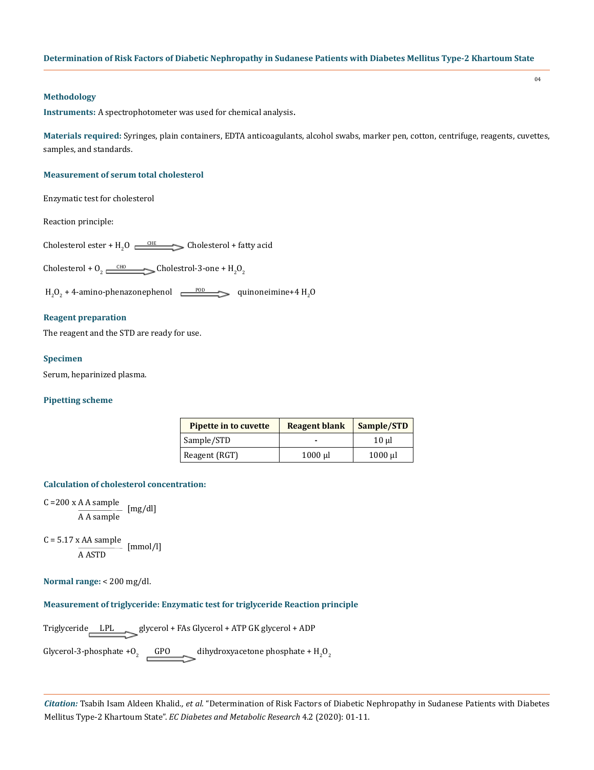### Methodology

**Instruments:** A spectrophotometer was used for chemical analysis.

**Materials required:** Syringes, plain containers, EDTA anticoagulants, alcohol swabs, marker pen, cotton, centrifuge, reagents, cuvettes, samples, and standards.

### Measurement of serum total cholesterol

Enzymatic test for cholesterol

Reaction principle:

$$\text{Cholesterol ester} + H_2O \xrightarrow{\text{CHE}} \text{Cholesterol} + \text{fatty acid}$$

$$\text{Cholesterol} + O_2 \xrightarrow{\text{CHO}} \text{Cholestrol-3-one} + H_2O_2$$

$$H_2O_2 + \text{4-amino-phenazonephenol} \xrightarrow{\text{POD}} \text{quinoneimine} + 4\ H_2O$$

### Reagent preparation

The reagent and the STD are ready for use.

### Specimen

Serum, heparinized plasma.

### Pipetting scheme

| Pipette in to cuvette | Reagent blank | Sample/STD |
|---|---|---|
| Sample/STD | - | 10 µl |
| Reagent (RGT) | 1000 µl | 1000 µl |

### Calculation of cholesterol concentration:

$$C = 200 \times \frac{\text{A A sample}}{\text{A A sample}} \quad [\text{mg/dl}]$$

$$C = 5.17 \times \frac{\text{AA sample}}{\text{A ASTD}} \quad [\text{mmol/l}]$$

**Normal range:** < 200 mg/dl.

### Measurement of triglyceride: Enzymatic test for triglyceride Reaction principle

$$\text{Triglyceride} \xrightarrow{\text{LPL}} \text{glycerol} + \text{FAs Glycerol} + \text{ATP GK glycerol} + \text{ADP}$$

$$\text{Glycerol-3-phosphate} + O_2 \xrightarrow{\text{GPO}} \text{dihydroxyacetone phosphate} + H_2O_2$$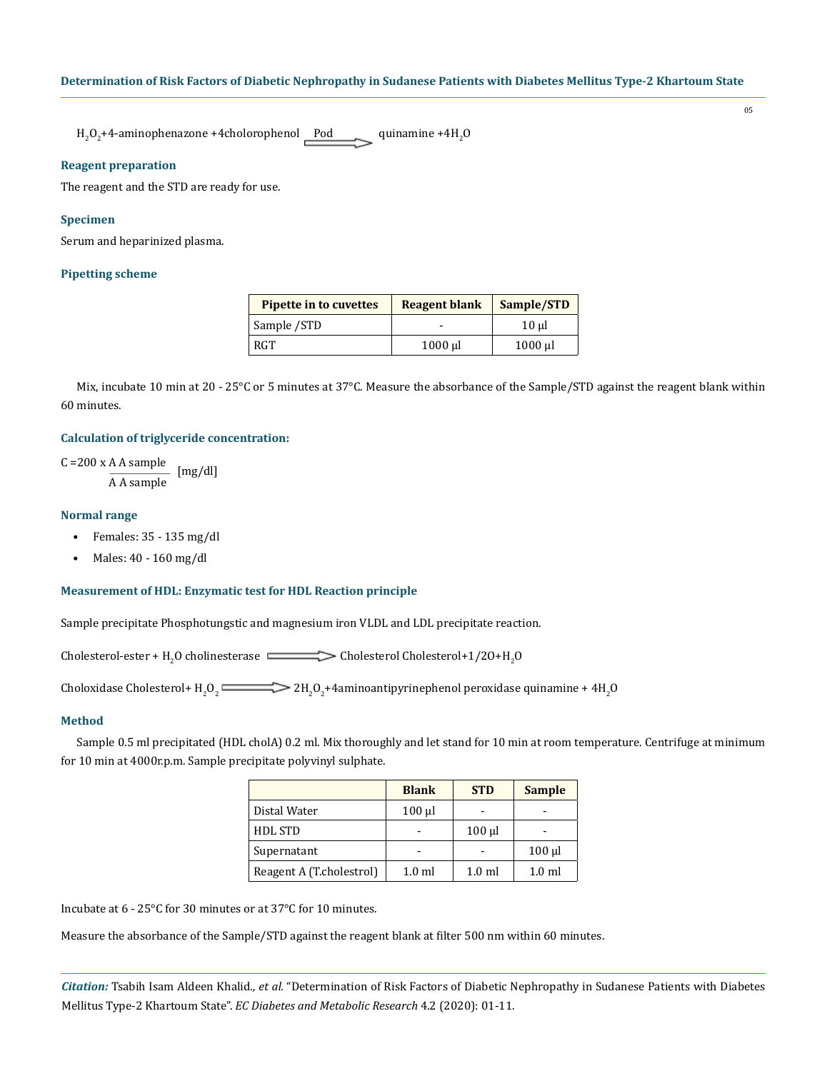$H_2O_2$+4-aminophenazone +4cholorophenol $\xrightarrow{\text{Pod}}$ quinamine +4$H_2O$

### Reagent preparation

The reagent and the STD are ready for use.

### Specimen

Serum and heparinized plasma.

### Pipetting scheme

| Pipette in to cuvettes | Reagent blank | Sample/STD |
|---|---|---|
| Sample /STD | - | 10 µl |
| RGT | 1000 µl | 1000 µl |

Mix, incubate 10 min at 20 - 25°C or 5 minutes at 37°C. Measure the absorbance of the Sample/STD against the reagent blank within 60 minutes.

### Calculation of triglyceride concentration:

$$C = 200 \times \frac{\text{A A sample}}{\text{A A sample}} \text{ [mg/dl]}$$

### Normal range

- Females: 35 - 135 mg/dl
- Males: 40 - 160 mg/dl

### Measurement of HDL: Enzymatic test for HDL Reaction principle

Sample precipitate Phosphotungstic and magnesium iron VLDL and LDL precipitate reaction.

Cholesterol-ester + $H_2O$ cholinesterase $\Longrightarrow$ Cholesterol Cholesterol+1/2O+$H_2O$

Choloxidase Cholesterol+ $H_2O_2$ $\Longrightarrow$ 2$H_2O_2$+4aminoantipyrinephenol peroxidase quinamine + 4$H_2O$

### Method

Sample 0.5 ml precipitated (HDL cholA) 0.2 ml. Mix thoroughly and let stand for 10 min at room temperature. Centrifuge at minimum for 10 min at 4000r.p.m. Sample precipitate polyvinyl sulphate.

| | Blank | STD | Sample |
|---|---|---|---|
| Distal Water | 100 µl | - | - |
| HDL STD | - | 100 µl | - |
| Supernatant | - | - | 100 µl |
| Reagent A (T.cholestrol) | 1.0 ml | 1.0 ml | 1.0 ml |

Incubate at 6 - 25°C for 30 minutes or at 37°C for 10 minutes.

Measure the absorbance of the Sample/STD against the reagent blank at filter 500 nm within 60 minutes.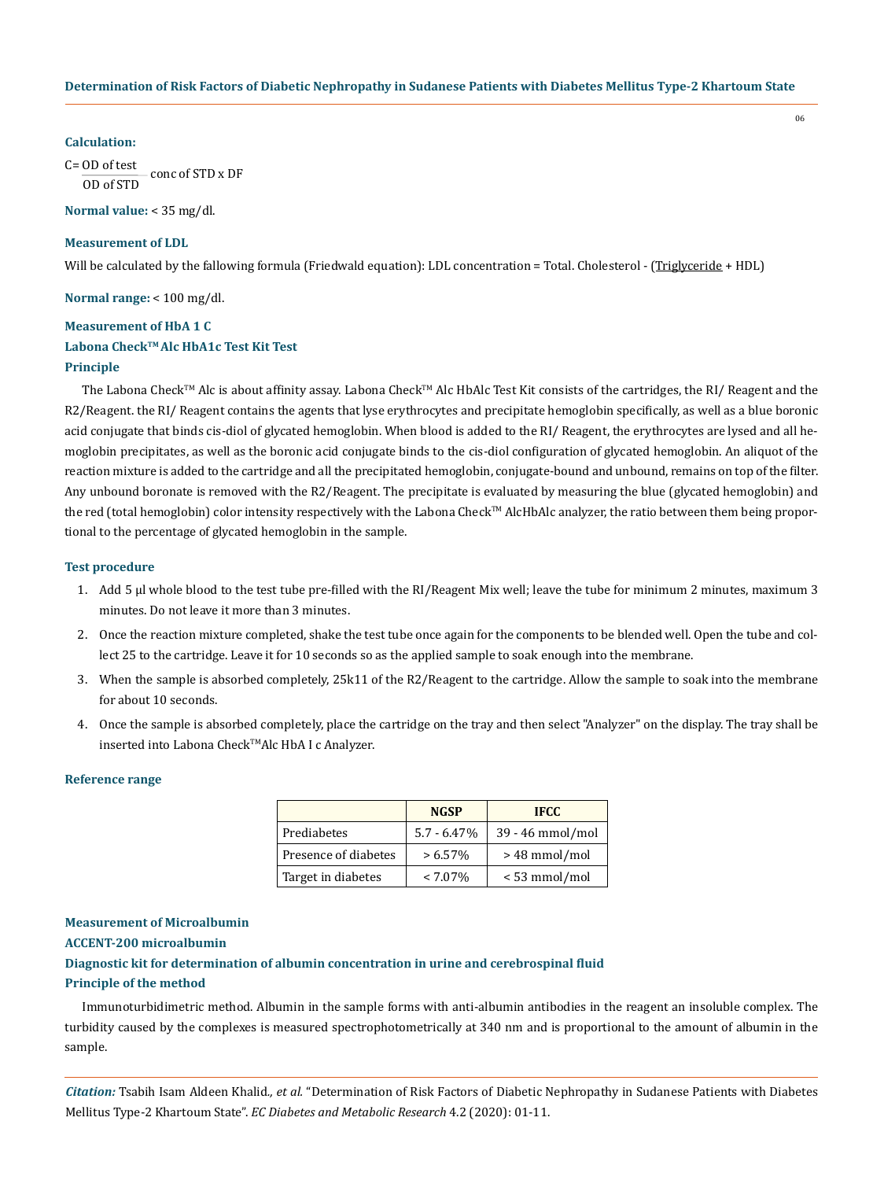**Calculation:**

$$C = \frac{\text{OD of test}}{\text{OD of STD}} \text{ conc of STD x DF}$$

**Normal value:** < 35 mg/dl.

**Measurement of LDL**

Will be calculated by the fallowing formula (Friedwald equation): LDL concentration = Total. Cholesterol - (Triglyceride + HDL)

**Normal range:** < 100 mg/dl.

**Measurement of HbA 1 C**

**Labona Check™ Alc HbA1c Test Kit Test**

**Principle**

The Labona Check™ Alc is about affinity assay. Labona Check™ Alc HbAlc Test Kit consists of the cartridges, the RI/ Reagent and the R2/Reagent. the RI/ Reagent contains the agents that lyse erythrocytes and precipitate hemoglobin specifically, as well as a blue boronic acid conjugate that binds cis-diol of glycated hemoglobin. When blood is added to the RI/ Reagent, the erythrocytes are lysed and all hemoglobin precipitates, as well as the boronic acid conjugate binds to the cis-diol configuration of glycated hemoglobin. An aliquot of the reaction mixture is added to the cartridge and all the precipitated hemoglobin, conjugate-bound and unbound, remains on top of the filter. Any unbound boronate is removed with the R2/Reagent. The precipitate is evaluated by measuring the blue (glycated hemoglobin) and the red (total hemoglobin) color intensity respectively with the Labona Check™ AlcHbAlc analyzer, the ratio between them being proportional to the percentage of glycated hemoglobin in the sample.

**Test procedure**

1. Add 5 µl whole blood to the test tube pre-filled with the RI/Reagent Mix well; leave the tube for minimum 2 minutes, maximum 3 minutes. Do not leave it more than 3 minutes.
2. Once the reaction mixture completed, shake the test tube once again for the components to be blended well. Open the tube and collect 25 to the cartridge. Leave it for 10 seconds so as the applied sample to soak enough into the membrane.
3. When the sample is absorbed completely, 25k11 of the R2/Reagent to the cartridge. Allow the sample to soak into the membrane for about 10 seconds.
4. Once the sample is absorbed completely, place the cartridge on the tray and then select "Analyzer" on the display. The tray shall be inserted into Labona Check™Alc HbA I c Analyzer.

**Reference range**

| | NGSP | IFCC |
|---|---|---|
| Prediabetes | 5.7 - 6.47% | 39 - 46 mmol/mol |
| Presence of diabetes | > 6.57% | > 48 mmol/mol |
| Target in diabetes | < 7.07% | < 53 mmol/mol |

**Measurement of Microalbumin**

**ACCENT-200 microalbumin**

**Diagnostic kit for determination of albumin concentration in urine and cerebrospinal fluid**

**Principle of the method**

Immunoturbidimetric method. Albumin in the sample forms with anti-albumin antibodies in the reagent an insoluble complex. The turbidity caused by the complexes is measured spectrophotometrically at 340 nm and is proportional to the amount of albumin in the sample.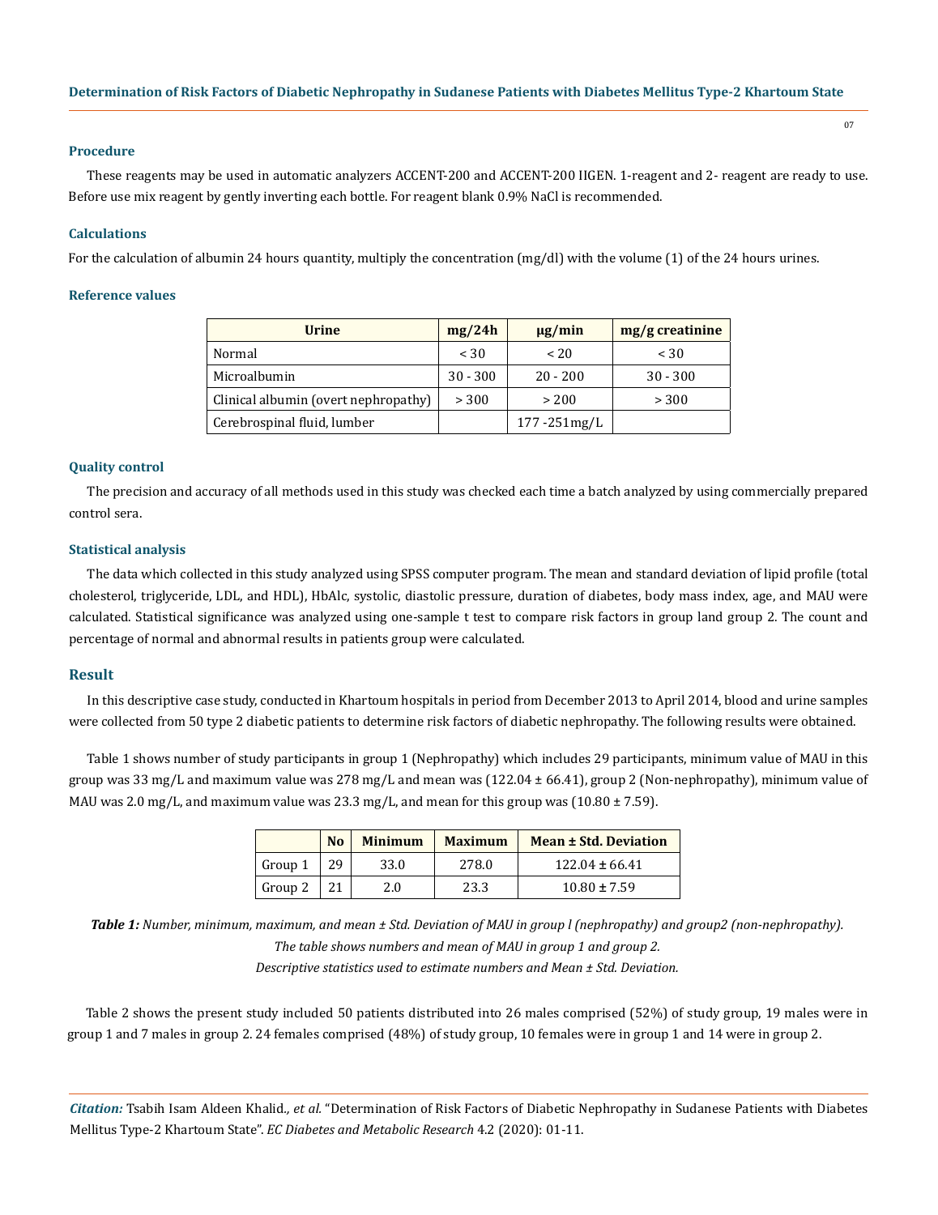### Procedure

These reagents may be used in automatic analyzers ACCENT-200 and ACCENT-200 IIGEN. 1-reagent and 2- reagent are ready to use. Before use mix reagent by gently inverting each bottle. For reagent blank 0.9% NaCl is recommended.

### Calculations

For the calculation of albumin 24 hours quantity, multiply the concentration (mg/dl) with the volume (1) of the 24 hours urines.

### Reference values

| Urine | mg/24h | μg/min | mg/g creatinine |
|---|---|---|---|
| Normal | < 30 | < 20 | < 30 |
| Microalbumin | 30 - 300 | 20 - 200 | 30 - 300 |
| Clinical albumin (overt nephropathy) | > 300 | > 200 | > 300 |
| Cerebrospinal fluid, lumber | | 177 -251mg/L | |

### Quality control

The precision and accuracy of all methods used in this study was checked each time a batch analyzed by using commercially prepared control sera.

### Statistical analysis

The data which collected in this study analyzed using SPSS computer program. The mean and standard deviation of lipid profile (total cholesterol, triglyceride, LDL, and HDL), HbAlc, systolic, diastolic pressure, duration of diabetes, body mass index, age, and MAU were calculated. Statistical significance was analyzed using one-sample t test to compare risk factors in group land group 2. The count and percentage of normal and abnormal results in patients group were calculated.

## Result

In this descriptive case study, conducted in Khartoum hospitals in period from December 2013 to April 2014, blood and urine samples were collected from 50 type 2 diabetic patients to determine risk factors of diabetic nephropathy. The following results were obtained.

Table 1 shows number of study participants in group 1 (Nephropathy) which includes 29 participants, minimum value of MAU in this group was 33 mg/L and maximum value was 278 mg/L and mean was (122.04 ± 66.41), group 2 (Non-nephropathy), minimum value of MAU was 2.0 mg/L, and maximum value was 23.3 mg/L, and mean for this group was (10.80 ± 7.59).

| | No | Minimum | Maximum | Mean ± Std. Deviation |
|---|---|---|---|---|
| Group 1 | 29 | 33.0 | 278.0 | 122.04 ± 66.41 |
| Group 2 | 21 | 2.0 | 23.3 | 10.80 ± 7.59 |

***Table 1:*** *Number, minimum, maximum, and mean ± Std. Deviation of MAU in group l (nephropathy) and group2 (non-nephropathy).*
*The table shows numbers and mean of MAU in group 1 and group 2.*
*Descriptive statistics used to estimate numbers and Mean ± Std. Deviation.*

Table 2 shows the present study included 50 patients distributed into 26 males comprised (52%) of study group, 19 males were in group 1 and 7 males in group 2. 24 females comprised (48%) of study group, 10 females were in group 1 and 14 were in group 2.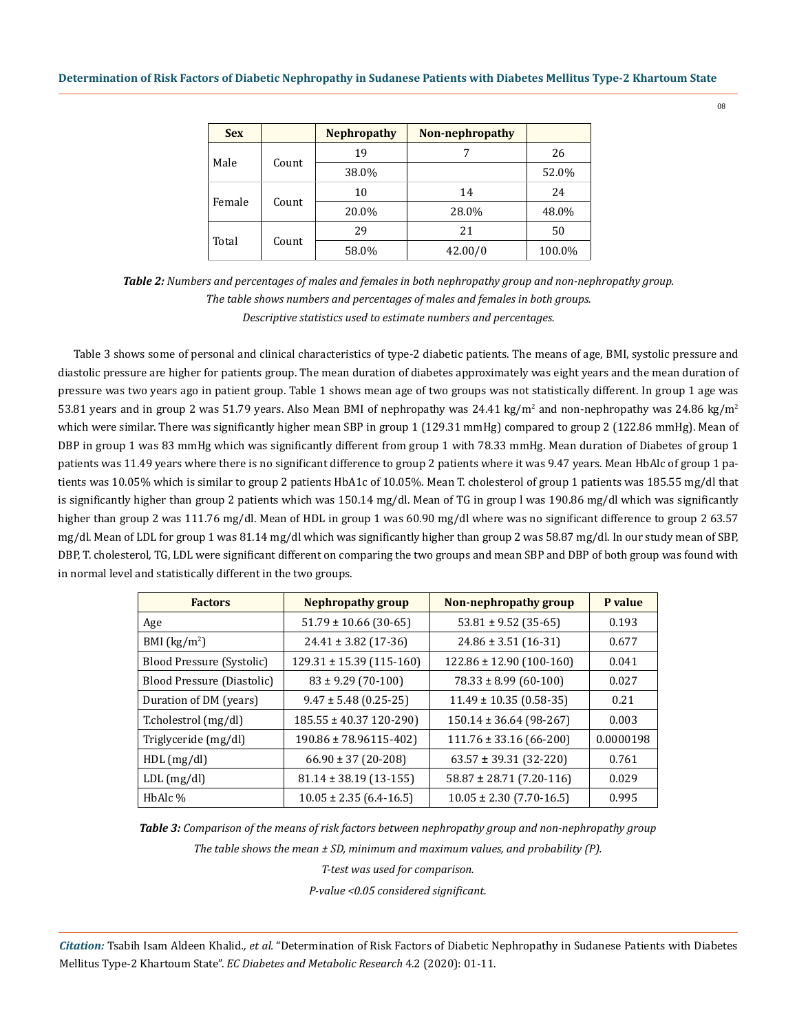| Sex | | Nephropathy | Non-nephropathy | |
|---|---|---|---|---|
| Male | Count | 19 | 7 | 26 |
| | | 38.0% | | 52.0% |
| Female | Count | 10 | 14 | 24 |
| | | 20.0% | 28.0% | 48.0% |
| Total | Count | 29 | 21 | 50 |
| | | 58.0% | 42.00/0 | 100.0% |

***Table 2:*** *Numbers and percentages of males and females in both nephropathy group and non-nephropathy group.*
*The table shows numbers and percentages of males and females in both groups.*
*Descriptive statistics used to estimate numbers and percentages.*

Table 3 shows some of personal and clinical characteristics of type-2 diabetic patients. The means of age, BMI, systolic pressure and diastolic pressure are higher for patients group. The mean duration of diabetes approximately was eight years and the mean duration of pressure was two years ago in patient group. Table 1 shows mean age of two groups was not statistically different. In group 1 age was 53.81 years and in group 2 was 51.79 years. Also Mean BMI of nephropathy was 24.41 $kg/m^2$ and non-nephropathy was 24.86 $kg/m^2$ which were similar. There was significantly higher mean SBP in group 1 (129.31 mmHg) compared to group 2 (122.86 mmHg). Mean of DBP in group 1 was 83 mmHg which was significantly different from group 1 with 78.33 mmHg. Mean duration of Diabetes of group 1 patients was 11.49 years where there is no significant difference to group 2 patients where it was 9.47 years. Mean HbAlc of group 1 patients was 10.05% which is similar to group 2 patients HbA1c of 10.05%. Mean T. cholesterol of group 1 patients was 185.55 mg/dl that is significantly higher than group 2 patients which was 150.14 mg/dl. Mean of TG in group l was 190.86 mg/dl which was significantly higher than group 2 was 111.76 mg/dl. Mean of HDL in group 1 was 60.90 mg/dl where was no significant difference to group 2 63.57 mg/dl. Mean of LDL for group 1 was 81.14 mg/dl which was significantly higher than group 2 was 58.87 mg/dl. In our study mean of SBP, DBP, T. cholesterol, TG, LDL were significant different on comparing the two groups and mean SBP and DBP of both group was found with in normal level and statistically different in the two groups.

| Factors | Nephropathy group | Non-nephropathy group | P value |
|---|---|---|---|
| Age | 51.79 ± 10.66 (30-65) | 53.81 ± 9.52 (35-65) | 0.193 |
| BMI ($kg/m^2$) | 24.41 ± 3.82 (17-36) | 24.86 ± 3.51 (16-31) | 0.677 |
| Blood Pressure (Systolic) | 129.31 ± 15.39 (115-160) | 122.86 ± 12.90 (100-160) | 0.041 |
| Blood Pressure (Diastolic) | 83 ± 9.29 (70-100) | 78.33 ± 8.99 (60-100) | 0.027 |
| Duration of DM (years) | 9.47 ± 5.48 (0.25-25) | 11.49 ± 10.35 (0.58-35) | 0.21 |
| T.cholestrol (mg/dl) | 185.55 ± 40.37 120-290) | 150.14 ± 36.64 (98-267) | 0.003 |
| Triglyceride (mg/dl) | 190.86 ± 78.96115-402) | 111.76 ± 33.16 (66-200) | 0.0000198 |
| HDL (mg/dl) | 66.90 ± 37 (20-208) | 63.57 ± 39.31 (32-220) | 0.761 |
| LDL (mg/dl) | 81.14 ± 38.19 (13-155) | 58.87 ± 28.71 (7.20-116) | 0.029 |
| HbAlc % | 10.05 ± 2.35 (6.4-16.5) | 10.05 ± 2.30 (7.70-16.5) | 0.995 |

***Table 3:*** *Comparison of the means of risk factors between nephropathy group and non-nephropathy group*
*The table shows the mean ± SD, minimum and maximum values, and probability (P).*
*T-test was used for comparison.*
*P-value <0.05 considered significant.*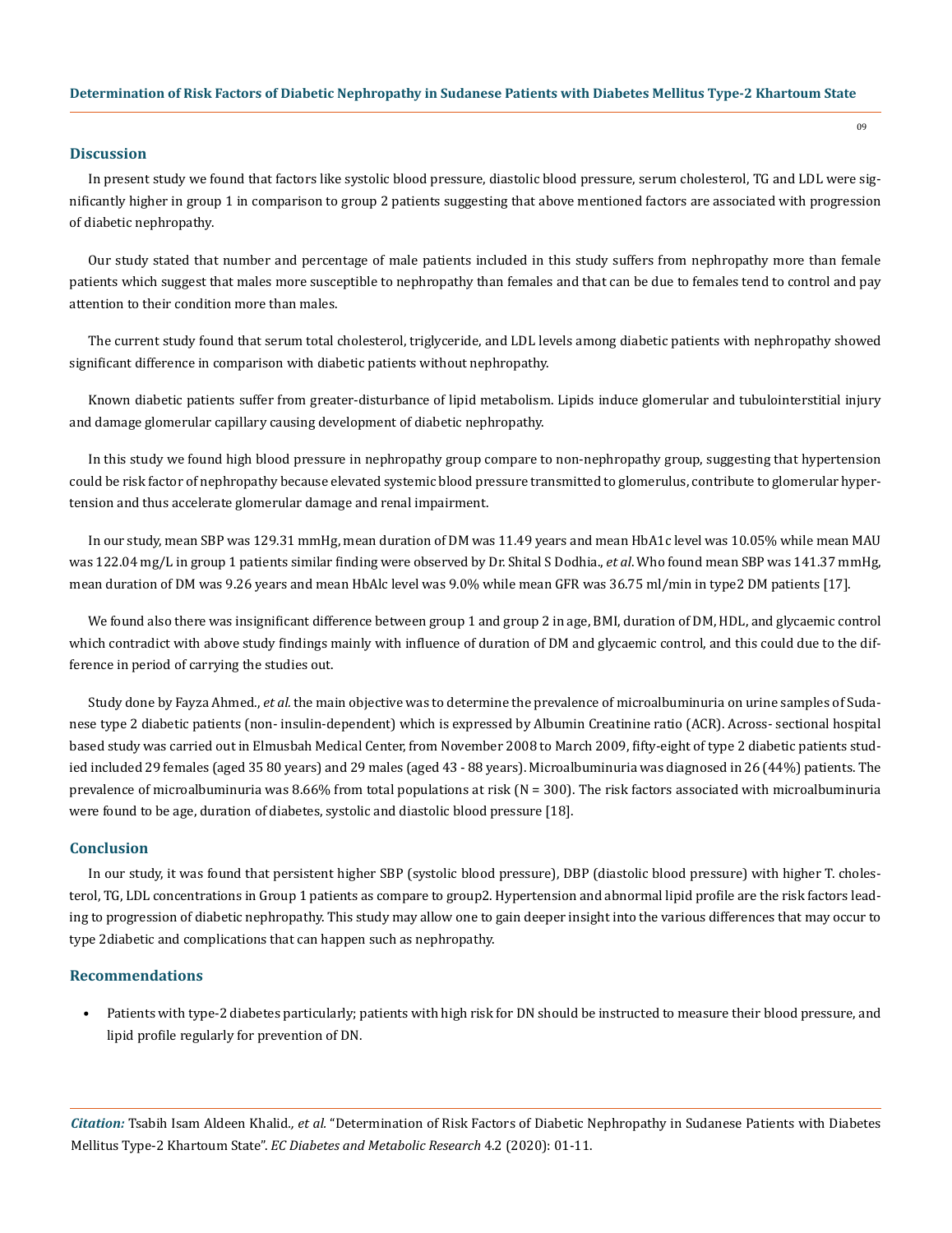## Discussion

In present study we found that factors like systolic blood pressure, diastolic blood pressure, serum cholesterol, TG and LDL were significantly higher in group 1 in comparison to group 2 patients suggesting that above mentioned factors are associated with progression of diabetic nephropathy.

Our study stated that number and percentage of male patients included in this study suffers from nephropathy more than female patients which suggest that males more susceptible to nephropathy than females and that can be due to females tend to control and pay attention to their condition more than males.

The current study found that serum total cholesterol, triglyceride, and LDL levels among diabetic patients with nephropathy showed significant difference in comparison with diabetic patients without nephropathy.

Known diabetic patients suffer from greater-disturbance of lipid metabolism. Lipids induce glomerular and tubulointerstitial injury and damage glomerular capillary causing development of diabetic nephropathy.

In this study we found high blood pressure in nephropathy group compare to non-nephropathy group, suggesting that hypertension could be risk factor of nephropathy because elevated systemic blood pressure transmitted to glomerulus, contribute to glomerular hypertension and thus accelerate glomerular damage and renal impairment.

In our study, mean SBP was 129.31 mmHg, mean duration of DM was 11.49 years and mean HbA1c level was 10.05% while mean MAU was 122.04 mg/L in group 1 patients similar finding were observed by Dr. Shital S Dodhia., *et al*. Who found mean SBP was 141.37 mmHg, mean duration of DM was 9.26 years and mean HbAlc level was 9.0% while mean GFR was 36.75 ml/min in type2 DM patients [17].

We found also there was insignificant difference between group 1 and group 2 in age, BMI, duration of DM, HDL, and glycaemic control which contradict with above study findings mainly with influence of duration of DM and glycaemic control, and this could due to the difference in period of carrying the studies out.

Study done by Fayza Ahmed., *et al*. the main objective was to determine the prevalence of microalbuminuria on urine samples of Sudanese type 2 diabetic patients (non- insulin-dependent) which is expressed by Albumin Creatinine ratio (ACR). Across- sectional hospital based study was carried out in Elmusbah Medical Center, from November 2008 to March 2009, fifty-eight of type 2 diabetic patients studied included 29 females (aged 35 80 years) and 29 males (aged 43 - 88 years). Microalbuminuria was diagnosed in 26 (44%) patients. The prevalence of microalbuminuria was 8.66% from total populations at risk (N = 300). The risk factors associated with microalbuminuria were found to be age, duration of diabetes, systolic and diastolic blood pressure [18].

## Conclusion

In our study, it was found that persistent higher SBP (systolic blood pressure), DBP (diastolic blood pressure) with higher T. cholesterol, TG, LDL concentrations in Group 1 patients as compare to group2. Hypertension and abnormal lipid profile are the risk factors leading to progression of diabetic nephropathy. This study may allow one to gain deeper insight into the various differences that may occur to type 2diabetic and complications that can happen such as nephropathy.

## Recommendations

- Patients with type-2 diabetes particularly; patients with high risk for DN should be instructed to measure their blood pressure, and lipid profile regularly for prevention of DN.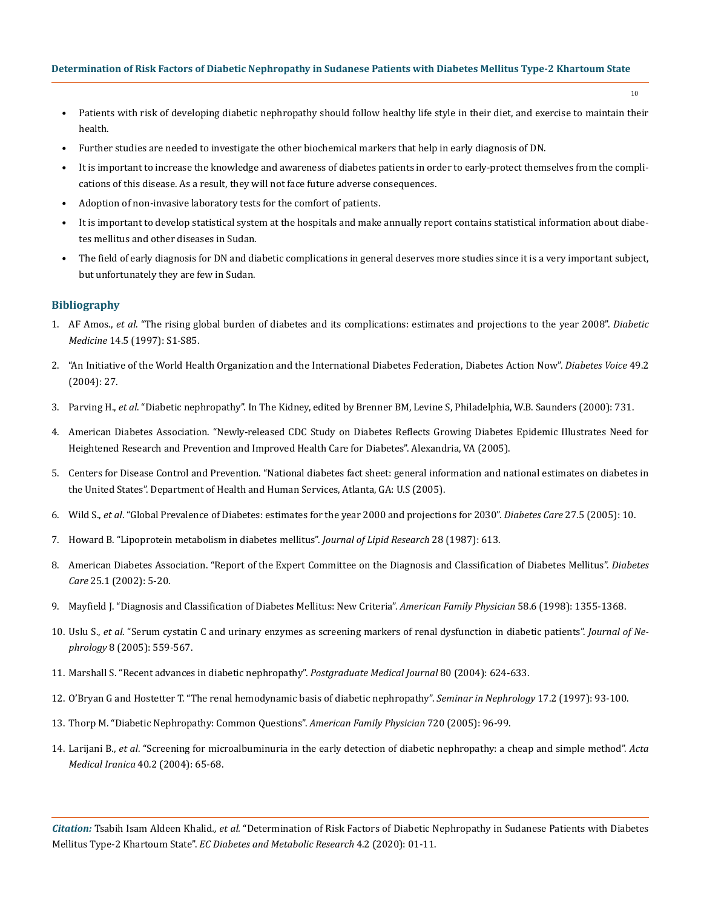- Patients with risk of developing diabetic nephropathy should follow healthy life style in their diet, and exercise to maintain their health.
- Further studies are needed to investigate the other biochemical markers that help in early diagnosis of DN.
- It is important to increase the knowledge and awareness of diabetes patients in order to early-protect themselves from the complications of this disease. As a result, they will not face future adverse consequences.
- Adoption of non-invasive laboratory tests for the comfort of patients.
- It is important to develop statistical system at the hospitals and make annually report contains statistical information about diabetes mellitus and other diseases in Sudan.
- The field of early diagnosis for DN and diabetic complications in general deserves more studies since it is a very important subject, but unfortunately they are few in Sudan.

## Bibliography

1. AF Amos., *et al*. "The rising global burden of diabetes and its complications: estimates and projections to the year 2008". *Diabetic Medicine* 14.5 (1997): S1-S85.
2. "An Initiative of the World Health Organization and the International Diabetes Federation, Diabetes Action Now". *Diabetes Voice* 49.2 (2004): 27.
3. Parving H., *et al*. "Diabetic nephropathy". In The Kidney, edited by Brenner BM, Levine S, Philadelphia, W.B. Saunders (2000): 731.
4. American Diabetes Association. "Newly-released CDC Study on Diabetes Reflects Growing Diabetes Epidemic Illustrates Need for Heightened Research and Prevention and Improved Health Care for Diabetes". Alexandria, VA (2005).
5. Centers for Disease Control and Prevention. "National diabetes fact sheet: general information and national estimates on diabetes in the United States". Department of Health and Human Services, Atlanta, GA: U.S (2005).
6. Wild S., *et al*. "Global Prevalence of Diabetes: estimates for the year 2000 and projections for 2030". *Diabetes Care* 27.5 (2005): 10.
7. Howard B. "Lipoprotein metabolism in diabetes mellitus". *Journal of Lipid Research* 28 (1987): 613.
8. American Diabetes Association. "Report of the Expert Committee on the Diagnosis and Classification of Diabetes Mellitus". *Diabetes Care* 25.1 (2002): 5-20.
9. Mayfield J. "Diagnosis and Classification of Diabetes Mellitus: New Criteria". *American Family Physician* 58.6 (1998): 1355-1368.
10. Uslu S., *et al*. "Serum cystatin C and urinary enzymes as screening markers of renal dysfunction in diabetic patients". *Journal of Nephrology* 8 (2005): 559-567.
11. Marshall S. "Recent advances in diabetic nephropathy". *Postgraduate Medical Journal* 80 (2004): 624-633.
12. O'Bryan G and Hostetter T. "The renal hemodynamic basis of diabetic nephropathy". *Seminar in Nephrology* 17.2 (1997): 93-100.
13. Thorp M. "Diabetic Nephropathy: Common Questions". *American Family Physician* 720 (2005): 96-99.
14. Larijani B., *et al*. "Screening for microalbuminuria in the early detection of diabetic nephropathy: a cheap and simple method". *Acta Medical Iranica* 40.2 (2004): 65-68.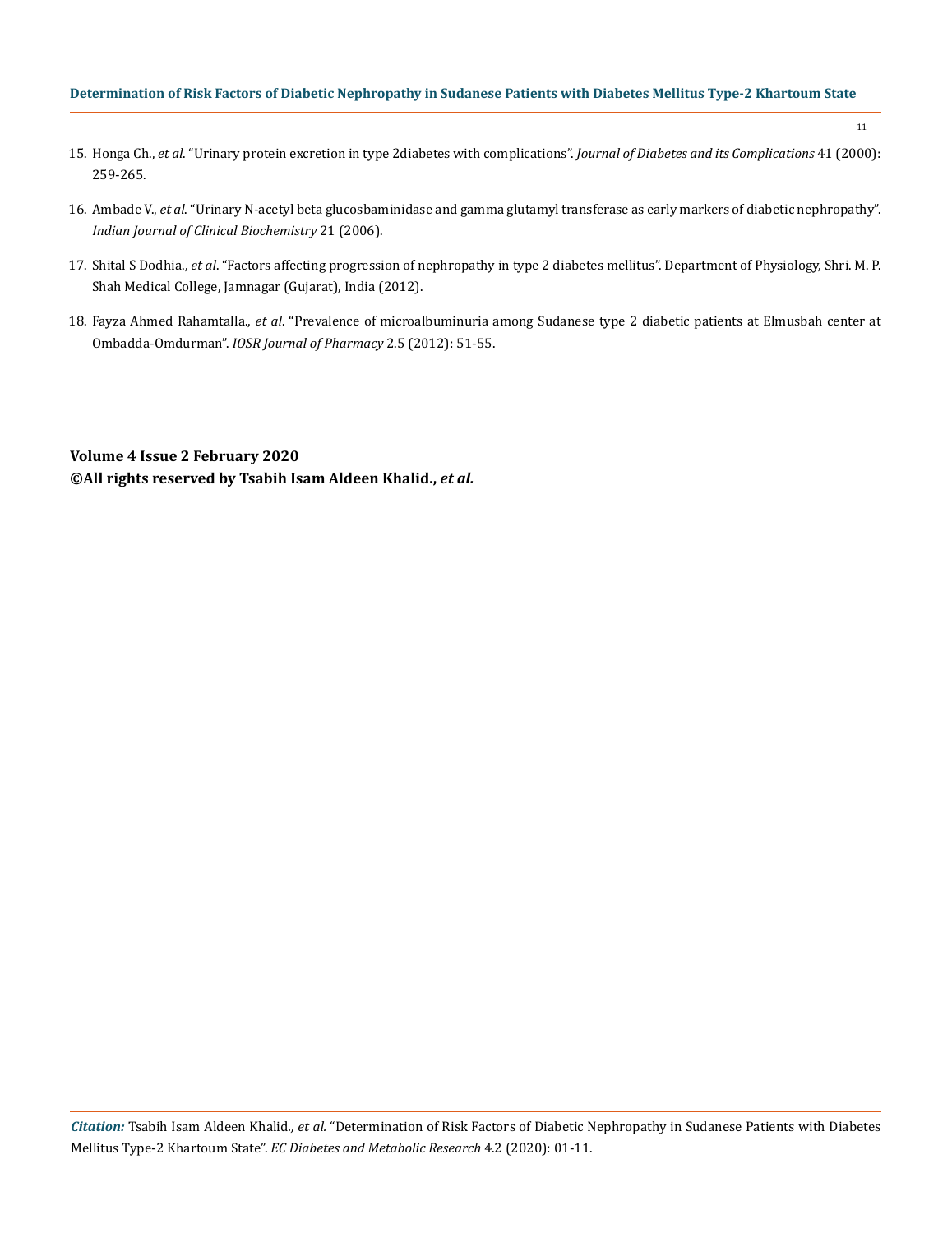15. Honga Ch., *et al*. "Urinary protein excretion in type 2diabetes with complications". *Journal of Diabetes and its Complications* 41 (2000): 259-265.

16. Ambade V., *et al*. "Urinary N-acetyl beta glucosbaminidase and gamma glutamyl transferase as early markers of diabetic nephropathy". *Indian Journal of Clinical Biochemistry* 21 (2006).

17. Shital S Dodhia., *et al*. "Factors affecting progression of nephropathy in type 2 diabetes mellitus". Department of Physiology, Shri. M. P. Shah Medical College, Jamnagar (Gujarat), India (2012).

18. Fayza Ahmed Rahamtalla., *et al*. "Prevalence of microalbuminuria among Sudanese type 2 diabetic patients at Elmusbah center at Ombadda-Omdurman". *IOSR Journal of Pharmacy* 2.5 (2012): 51-55.

**Volume 4 Issue 2 February 2020**
**©All rights reserved by Tsabih Isam Aldeen Khalid., *et al.***